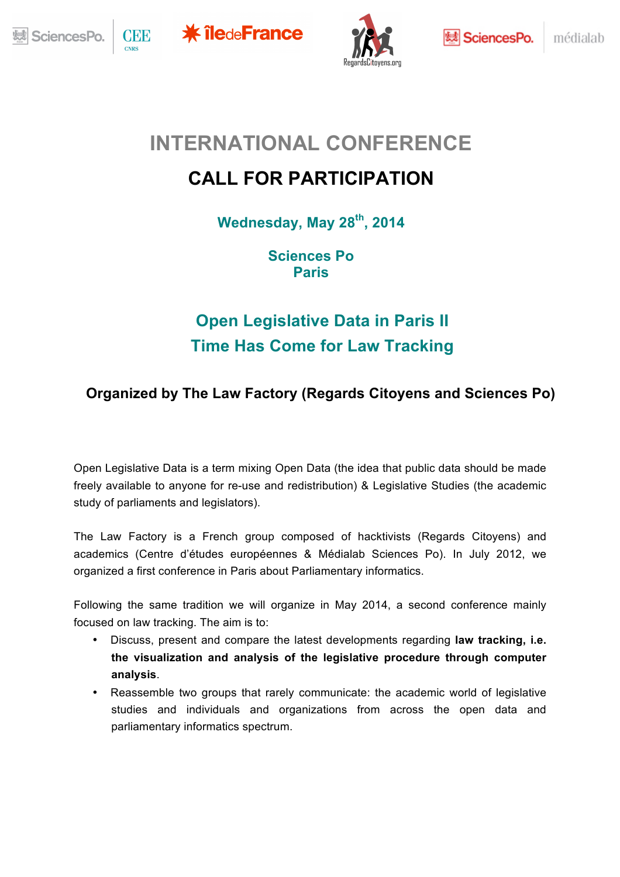# INTERNATIONAL CONFERENCE

## CALL FOR PARTICIPATION

**Wednesday, May 28th, 2014**

**Sciences Po**
**Paris**

## Open Legislative Data in Paris II
## Time Has Come for Law Tracking

**Organized by The Law Factory (Regards Citoyens and Sciences Po)**

Open Legislative Data is a term mixing Open Data (the idea that public data should be made freely available to anyone for re-use and redistribution) & Legislative Studies (the academic study of parliaments and legislators).

The Law Factory is a French group composed of hacktivists (Regards Citoyens) and academics (Centre d'études européennes & Médialab Sciences Po). In July 2012, we organized a first conference in Paris about Parliamentary informatics.

Following the same tradition we will organize in May 2014, a second conference mainly focused on law tracking. The aim is to:

- Discuss, present and compare the latest developments regarding **law tracking, i.e. the visualization and analysis of the legislative procedure through computer analysis**.
- Reassemble two groups that rarely communicate: the academic world of legislative studies and individuals and organizations from across the open data and parliamentary informatics spectrum.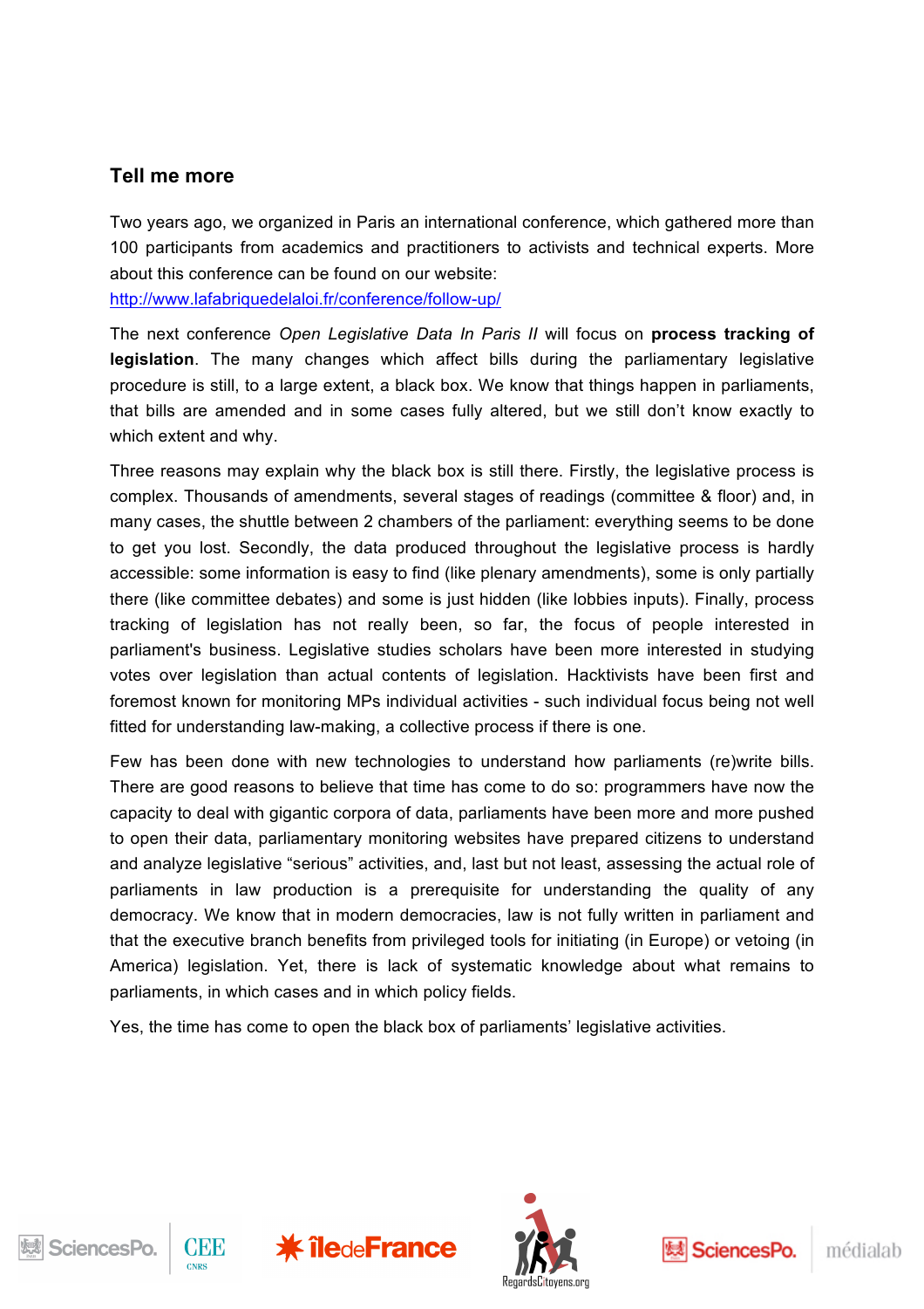## Tell me more

Two years ago, we organized in Paris an international conference, which gathered more than 100 participants from academics and practitioners to activists and technical experts. More about this conference can be found on our website: http://www.lafabriquedelaloi.fr/conference/follow-up/

The next conference *Open Legislative Data In Paris II* will focus on **process tracking of legislation**. The many changes which affect bills during the parliamentary legislative procedure is still, to a large extent, a black box. We know that things happen in parliaments, that bills are amended and in some cases fully altered, but we still don't know exactly to which extent and why.

Three reasons may explain why the black box is still there. Firstly, the legislative process is complex. Thousands of amendments, several stages of readings (committee & floor) and, in many cases, the shuttle between 2 chambers of the parliament: everything seems to be done to get you lost. Secondly, the data produced throughout the legislative process is hardly accessible: some information is easy to find (like plenary amendments), some is only partially there (like committee debates) and some is just hidden (like lobbies inputs). Finally, process tracking of legislation has not really been, so far, the focus of people interested in parliament's business. Legislative studies scholars have been more interested in studying votes over legislation than actual contents of legislation. Hacktivists have been first and foremost known for monitoring MPs individual activities - such individual focus being not well fitted for understanding law-making, a collective process if there is one.

Few has been done with new technologies to understand how parliaments (re)write bills. There are good reasons to believe that time has come to do so: programmers have now the capacity to deal with gigantic corpora of data, parliaments have been more and more pushed to open their data, parliamentary monitoring websites have prepared citizens to understand and analyze legislative "serious" activities, and, last but not least, assessing the actual role of parliaments in law production is a prerequisite for understanding the quality of any democracy. We know that in modern democracies, law is not fully written in parliament and that the executive branch benefits from privileged tools for initiating (in Europe) or vetoing (in America) legislation. Yet, there is lack of systematic knowledge about what remains to parliaments, in which cases and in which policy fields.

Yes, the time has come to open the black box of parliaments' legislative activities.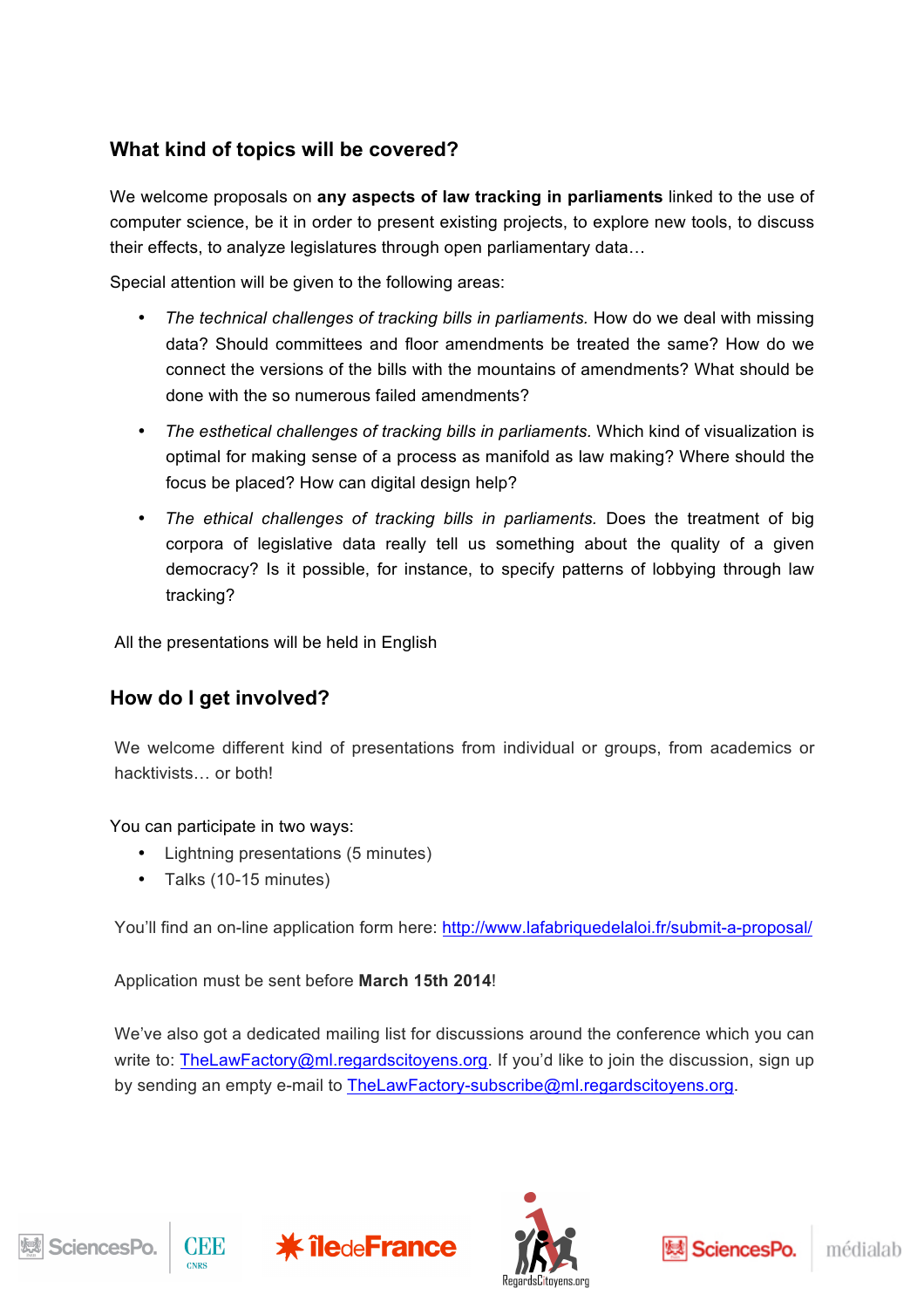## What kind of topics will be covered?

We welcome proposals on **any aspects of law tracking in parliaments** linked to the use of computer science, be it in order to present existing projects, to explore new tools, to discuss their effects, to analyze legislatures through open parliamentary data…

Special attention will be given to the following areas:

- *The technical challenges of tracking bills in parliaments.* How do we deal with missing data? Should committees and floor amendments be treated the same? How do we connect the versions of the bills with the mountains of amendments? What should be done with the so numerous failed amendments?
- *The esthetical challenges of tracking bills in parliaments.* Which kind of visualization is optimal for making sense of a process as manifold as law making? Where should the focus be placed? How can digital design help?
- *The ethical challenges of tracking bills in parliaments.* Does the treatment of big corpora of legislative data really tell us something about the quality of a given democracy? Is it possible, for instance, to specify patterns of lobbying through law tracking?

All the presentations will be held in English

## How do I get involved?

We welcome different kind of presentations from individual or groups, from academics or hacktivists… or both!

You can participate in two ways:

- Lightning presentations (5 minutes)
- Talks (10-15 minutes)

You'll find an on-line application form here: [http://www.lafabriquedelaloi.fr/submit-a-proposal/](http://www.lafabriquedelaloi.fr/submit-a-proposal/)

Application must be sent before **March 15th 2014**!

We've also got a dedicated mailing list for discussions around the conference which you can write to: [TheLawFactory@ml.regardscitoyens.org](mailto:TheLawFactory@ml.regardscitoyens.org). If you'd like to join the discussion, sign up by sending an empty e-mail to [TheLawFactory-subscribe@ml.regardscitoyens.org](mailto:TheLawFactory-subscribe@ml.regardscitoyens.org).

SciencesPo. | CEE CNRS — îledeFrance — RegardsCitoyens.org — SciencesPo. | médialab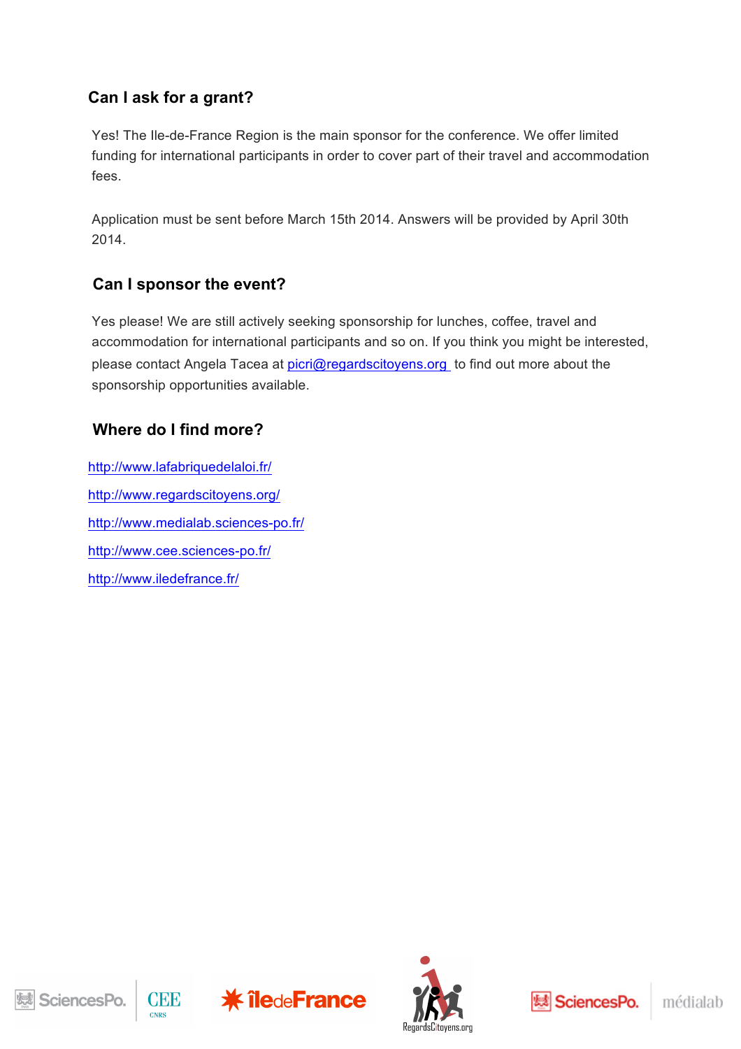## Can I ask for a grant?

Yes! The Ile-de-France Region is the main sponsor for the conference. We offer limited funding for international participants in order to cover part of their travel and accommodation fees.

Application must be sent before March 15th 2014. Answers will be provided by April 30th 2014.

## Can I sponsor the event?

Yes please! We are still actively seeking sponsorship for lunches, coffee, travel and accommodation for international participants and so on. If you think you might be interested, please contact Angela Tacea at picri@regardscitoyens.org to find out more about the sponsorship opportunities available.

## Where do I find more?

http://www.lafabriquedelaloi.fr/

http://www.regardscitoyens.org/

http://www.medialab.sciences-po.fr/

http://www.cee.sciences-po.fr/

http://www.iledefrance.fr/